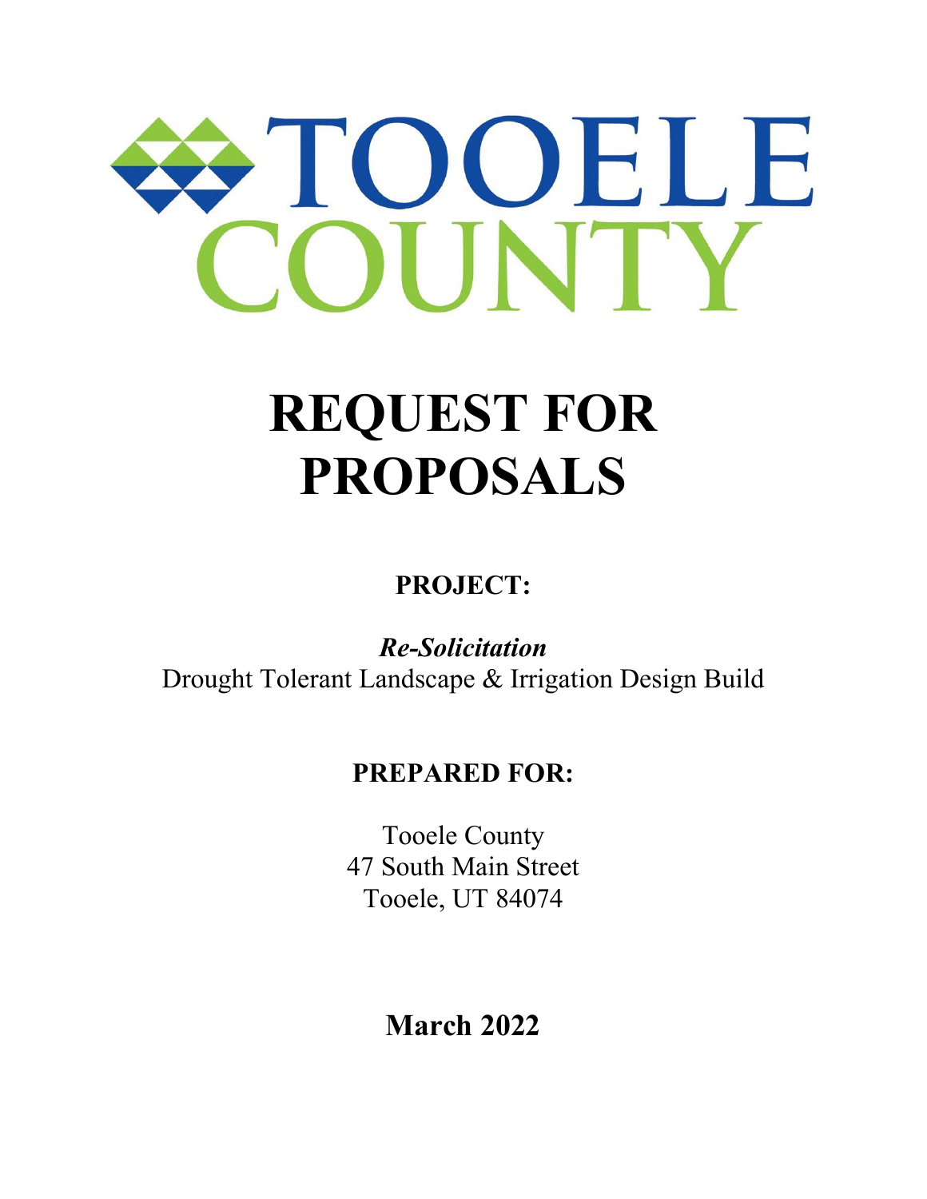TOOELE COUNTY

# REQUEST FOR PROPOSALS

## PROJECT:

***Re-Solicitation***

Drought Tolerant Landscape & Irrigation Design Build

## PREPARED FOR:

Tooele County
47 South Main Street
Tooele, UT 84074

## March 2022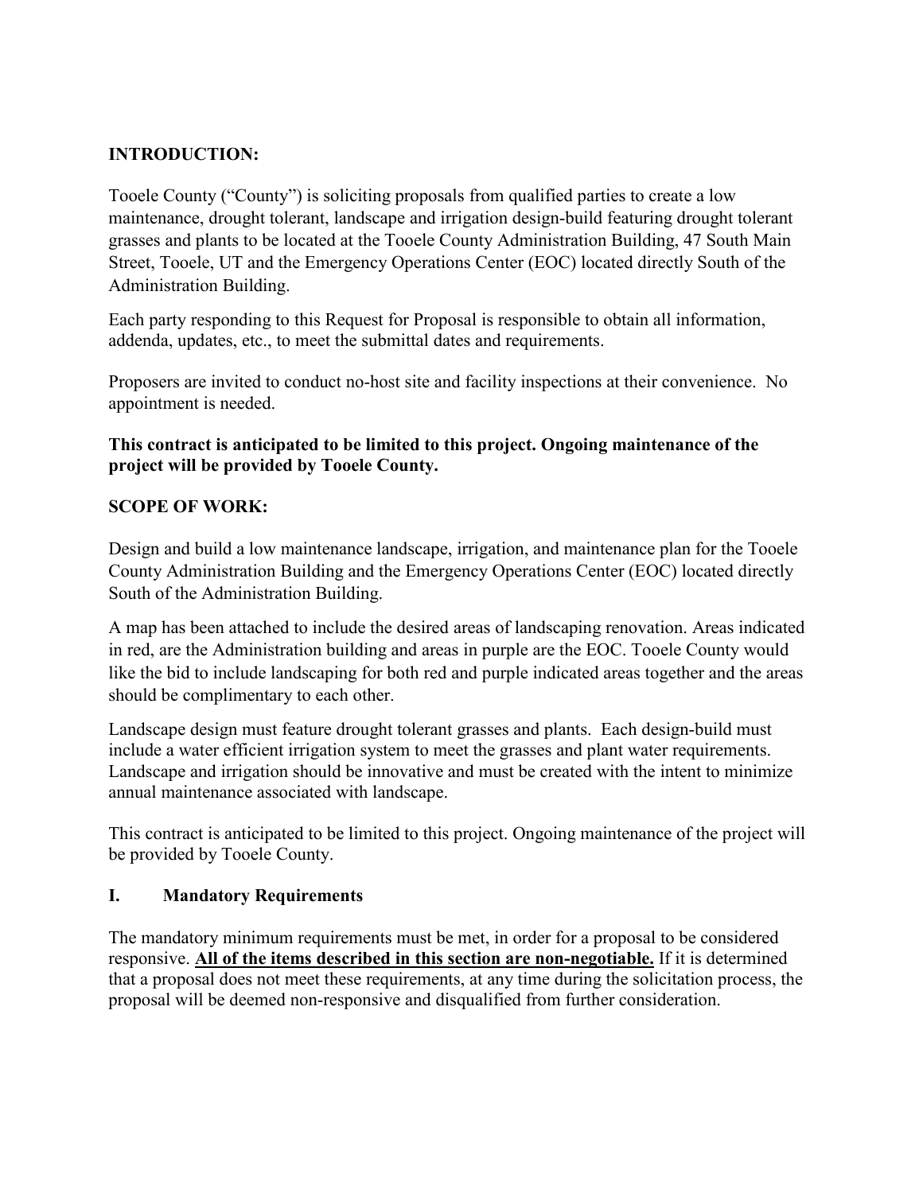## INTRODUCTION:

Tooele County ("County") is soliciting proposals from qualified parties to create a low maintenance, drought tolerant, landscape and irrigation design-build featuring drought tolerant grasses and plants to be located at the Tooele County Administration Building, 47 South Main Street, Tooele, UT and the Emergency Operations Center (EOC) located directly South of the Administration Building.

Each party responding to this Request for Proposal is responsible to obtain all information, addenda, updates, etc., to meet the submittal dates and requirements.

Proposers are invited to conduct no-host site and facility inspections at their convenience. No appointment is needed.

**This contract is anticipated to be limited to this project. Ongoing maintenance of the project will be provided by Tooele County.**

## SCOPE OF WORK:

Design and build a low maintenance landscape, irrigation, and maintenance plan for the Tooele County Administration Building and the Emergency Operations Center (EOC) located directly South of the Administration Building.

A map has been attached to include the desired areas of landscaping renovation. Areas indicated in red, are the Administration building and areas in purple are the EOC. Tooele County would like the bid to include landscaping for both red and purple indicated areas together and the areas should be complimentary to each other.

Landscape design must feature drought tolerant grasses and plants. Each design-build must include a water efficient irrigation system to meet the grasses and plant water requirements. Landscape and irrigation should be innovative and must be created with the intent to minimize annual maintenance associated with landscape.

This contract is anticipated to be limited to this project. Ongoing maintenance of the project will be provided by Tooele County.

## I. Mandatory Requirements

The mandatory minimum requirements must be met, in order for a proposal to be considered responsive. **All of the items described in this section are non-negotiable.** If it is determined that a proposal does not meet these requirements, at any time during the solicitation process, the proposal will be deemed non-responsive and disqualified from further consideration.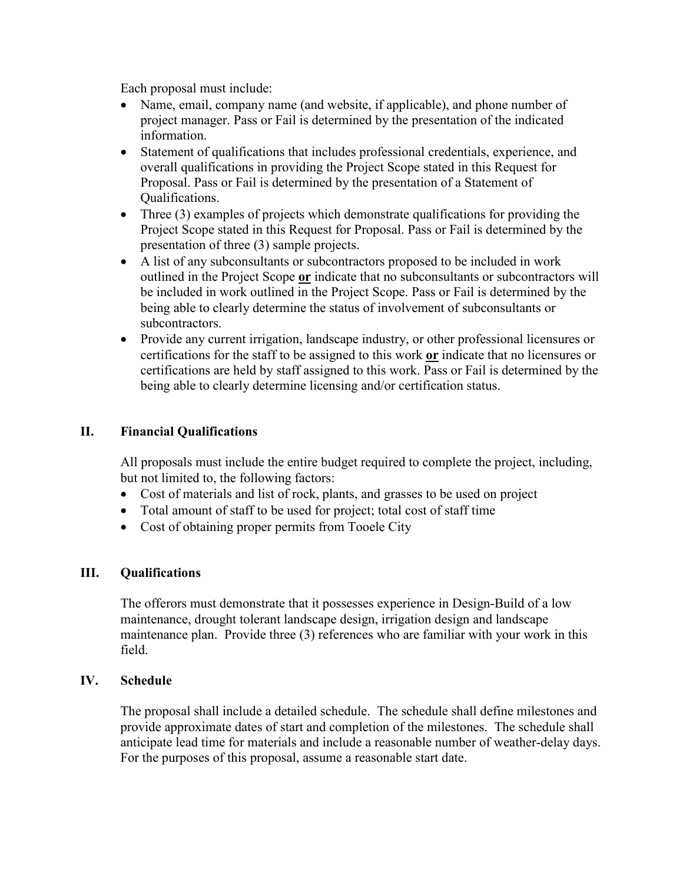Each proposal must include:

- Name, email, company name (and website, if applicable), and phone number of project manager. Pass or Fail is determined by the presentation of the indicated information.
- Statement of qualifications that includes professional credentials, experience, and overall qualifications in providing the Project Scope stated in this Request for Proposal. Pass or Fail is determined by the presentation of a Statement of Qualifications.
- Three (3) examples of projects which demonstrate qualifications for providing the Project Scope stated in this Request for Proposal. Pass or Fail is determined by the presentation of three (3) sample projects.
- A list of any subconsultants or subcontractors proposed to be included in work outlined in the Project Scope **or** indicate that no subconsultants or subcontractors will be included in work outlined in the Project Scope. Pass or Fail is determined by the being able to clearly determine the status of involvement of subconsultants or subcontractors.
- Provide any current irrigation, landscape industry, or other professional licensures or certifications for the staff to be assigned to this work **or** indicate that no licensures or certifications are held by staff assigned to this work. Pass or Fail is determined by the being able to clearly determine licensing and/or certification status.

## II. Financial Qualifications

All proposals must include the entire budget required to complete the project, including, but not limited to, the following factors:

- Cost of materials and list of rock, plants, and grasses to be used on project
- Total amount of staff to be used for project; total cost of staff time
- Cost of obtaining proper permits from Tooele City

## III. Qualifications

The offerors must demonstrate that it possesses experience in Design-Build of a low maintenance, drought tolerant landscape design, irrigation design and landscape maintenance plan. Provide three (3) references who are familiar with your work in this field.

## IV. Schedule

The proposal shall include a detailed schedule. The schedule shall define milestones and provide approximate dates of start and completion of the milestones. The schedule shall anticipate lead time for materials and include a reasonable number of weather-delay days. For the purposes of this proposal, assume a reasonable start date.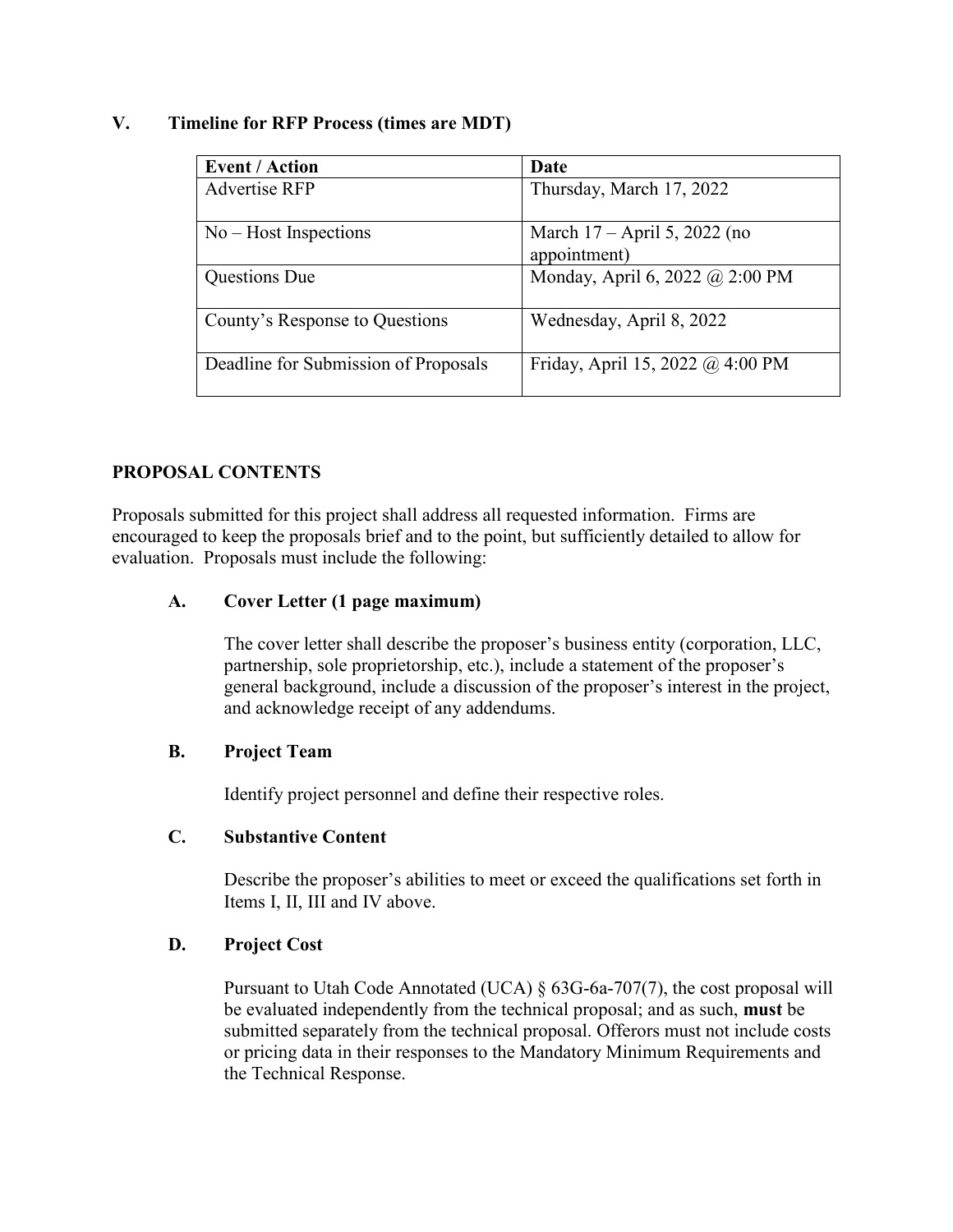## V. Timeline for RFP Process (times are MDT)

| Event / Action | Date |
|---|---|
| Advertise RFP | Thursday, March 17, 2022 |
| No – Host Inspections | March 17 – April 5, 2022 (no appointment) |
| Questions Due | Monday, April 6, 2022 @ 2:00 PM |
| County's Response to Questions | Wednesday, April 8, 2022 |
| Deadline for Submission of Proposals | Friday, April 15, 2022 @ 4:00 PM |

## PROPOSAL CONTENTS

Proposals submitted for this project shall address all requested information. Firms are encouraged to keep the proposals brief and to the point, but sufficiently detailed to allow for evaluation. Proposals must include the following:

### A. Cover Letter (1 page maximum)

The cover letter shall describe the proposer's business entity (corporation, LLC, partnership, sole proprietorship, etc.), include a statement of the proposer's general background, include a discussion of the proposer's interest in the project, and acknowledge receipt of any addendums.

### B. Project Team

Identify project personnel and define their respective roles.

### C. Substantive Content

Describe the proposer's abilities to meet or exceed the qualifications set forth in Items I, II, III and IV above.

### D. Project Cost

Pursuant to Utah Code Annotated (UCA) § 63G-6a-707(7), the cost proposal will be evaluated independently from the technical proposal; and as such, **must** be submitted separately from the technical proposal. Offerors must not include costs or pricing data in their responses to the Mandatory Minimum Requirements and the Technical Response.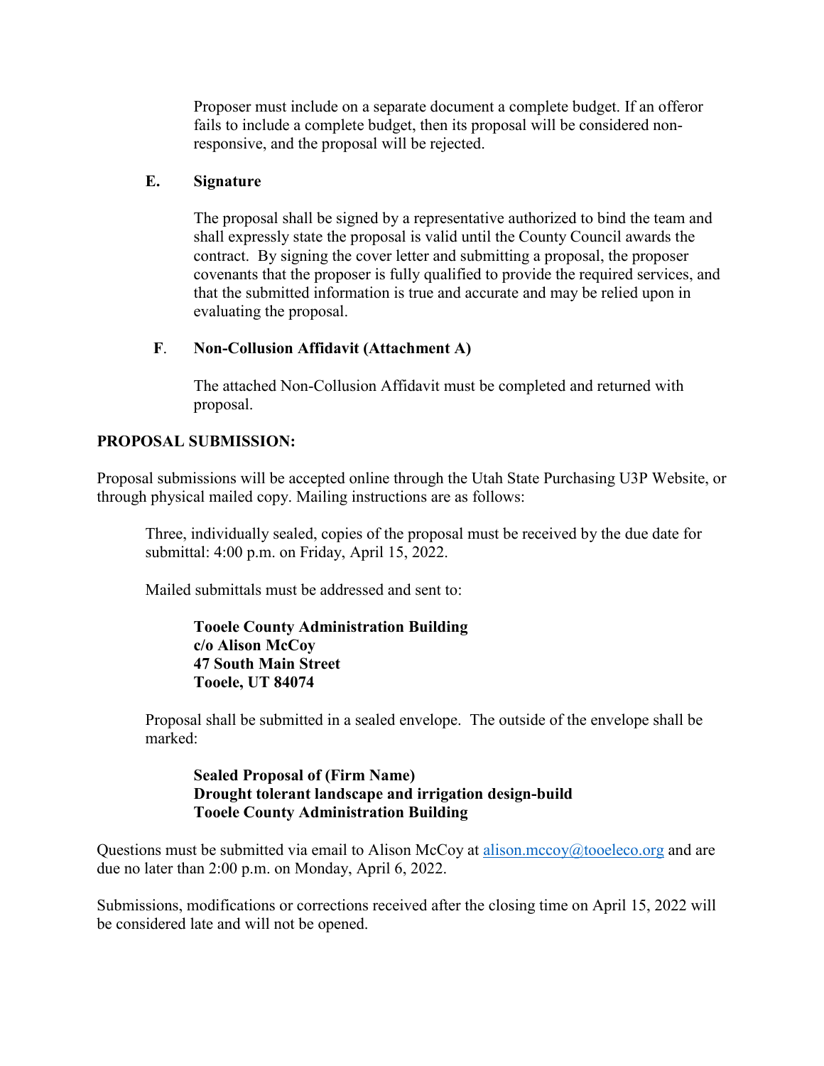Proposer must include on a separate document a complete budget. If an offeror fails to include a complete budget, then its proposal will be considered non-responsive, and the proposal will be rejected.

**E. Signature**

The proposal shall be signed by a representative authorized to bind the team and shall expressly state the proposal is valid until the County Council awards the contract. By signing the cover letter and submitting a proposal, the proposer covenants that the proposer is fully qualified to provide the required services, and that the submitted information is true and accurate and may be relied upon in evaluating the proposal.

**F. Non-Collusion Affidavit (Attachment A)**

The attached Non-Collusion Affidavit must be completed and returned with proposal.

**PROPOSAL SUBMISSION:**

Proposal submissions will be accepted online through the Utah State Purchasing U3P Website, or through physical mailed copy. Mailing instructions are as follows:

Three, individually sealed, copies of the proposal must be received by the due date for submittal: 4:00 p.m. on Friday, April 15, 2022.

Mailed submittals must be addressed and sent to:

**Tooele County Administration Building**
**c/o Alison McCoy**
**47 South Main Street**
**Tooele, UT 84074**

Proposal shall be submitted in a sealed envelope. The outside of the envelope shall be marked:

**Sealed Proposal of (Firm Name)**
**Drought tolerant landscape and irrigation design-build**
**Tooele County Administration Building**

Questions must be submitted via email to Alison McCoy at alison.mccoy@tooeleco.org and are due no later than 2:00 p.m. on Monday, April 6, 2022.

Submissions, modifications or corrections received after the closing time on April 15, 2022 will be considered late and will not be opened.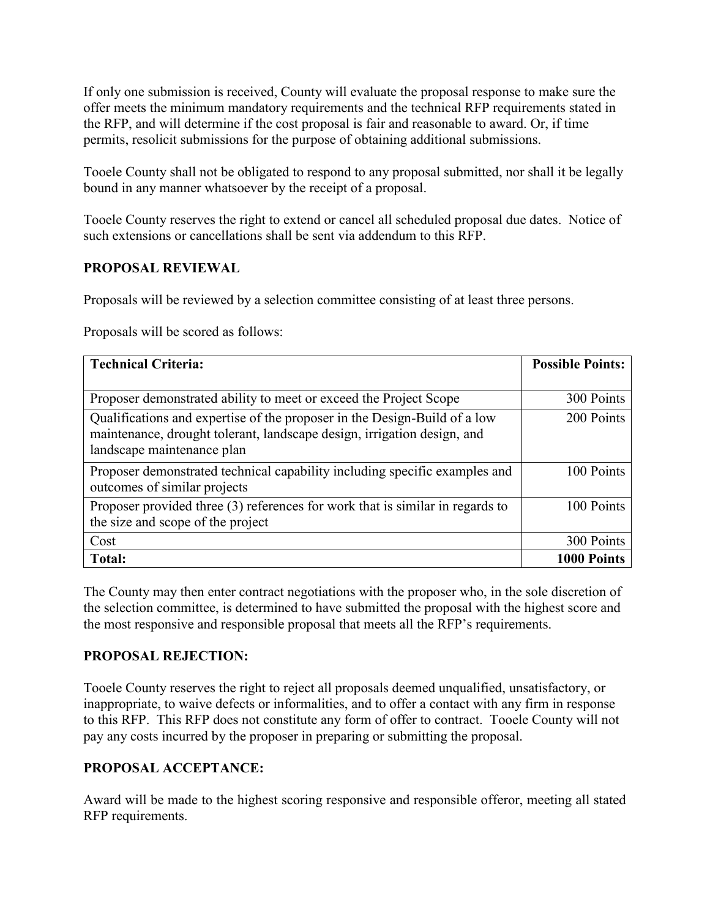If only one submission is received, County will evaluate the proposal response to make sure the offer meets the minimum mandatory requirements and the technical RFP requirements stated in the RFP, and will determine if the cost proposal is fair and reasonable to award. Or, if time permits, resolicit submissions for the purpose of obtaining additional submissions.

Tooele County shall not be obligated to respond to any proposal submitted, nor shall it be legally bound in any manner whatsoever by the receipt of a proposal.

Tooele County reserves the right to extend or cancel all scheduled proposal due dates. Notice of such extensions or cancellations shall be sent via addendum to this RFP.

## PROPOSAL REVIEWAL

Proposals will be reviewed by a selection committee consisting of at least three persons.

Proposals will be scored as follows:

| **Technical Criteria:** | **Possible Points:** |
|---|---|
| Proposer demonstrated ability to meet or exceed the Project Scope | 300 Points |
| Qualifications and expertise of the proposer in the Design-Build of a low maintenance, drought tolerant, landscape design, irrigation design, and landscape maintenance plan | 200 Points |
| Proposer demonstrated technical capability including specific examples and outcomes of similar projects | 100 Points |
| Proposer provided three (3) references for work that is similar in regards to the size and scope of the project | 100 Points |
| Cost | 300 Points |
| **Total:** | **1000 Points** |

The County may then enter contract negotiations with the proposer who, in the sole discretion of the selection committee, is determined to have submitted the proposal with the highest score and the most responsive and responsible proposal that meets all the RFP's requirements.

## PROPOSAL REJECTION:

Tooele County reserves the right to reject all proposals deemed unqualified, unsatisfactory, or inappropriate, to waive defects or informalities, and to offer a contact with any firm in response to this RFP. This RFP does not constitute any form of offer to contract. Tooele County will not pay any costs incurred by the proposer in preparing or submitting the proposal.

## PROPOSAL ACCEPTANCE:

Award will be made to the highest scoring responsive and responsible offeror, meeting all stated RFP requirements.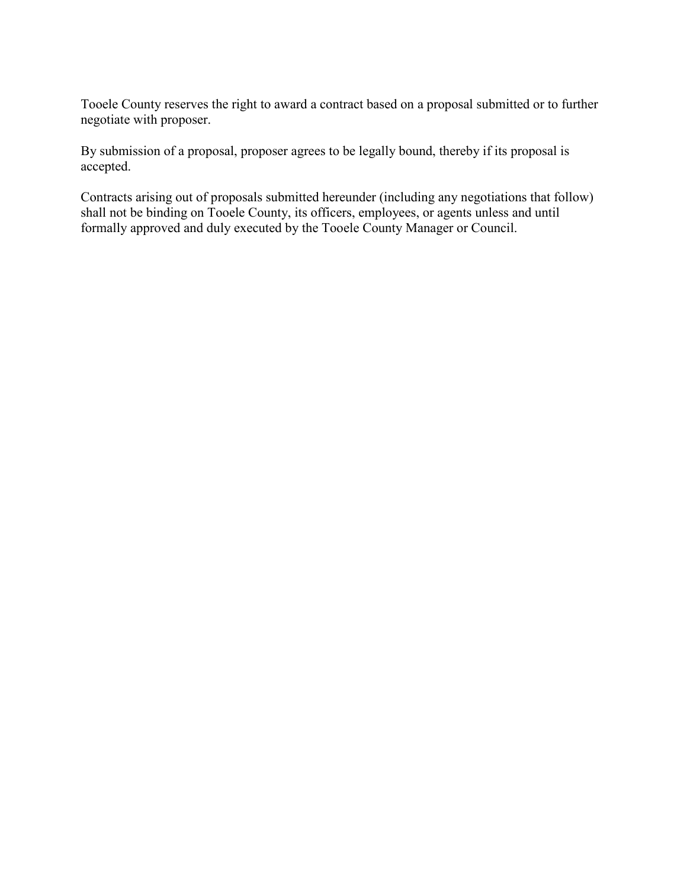Tooele County reserves the right to award a contract based on a proposal submitted or to further negotiate with proposer.

By submission of a proposal, proposer agrees to be legally bound, thereby if its proposal is accepted.

Contracts arising out of proposals submitted hereunder (including any negotiations that follow) shall not be binding on Tooele County, its officers, employees, or agents unless and until formally approved and duly executed by the Tooele County Manager or Council.